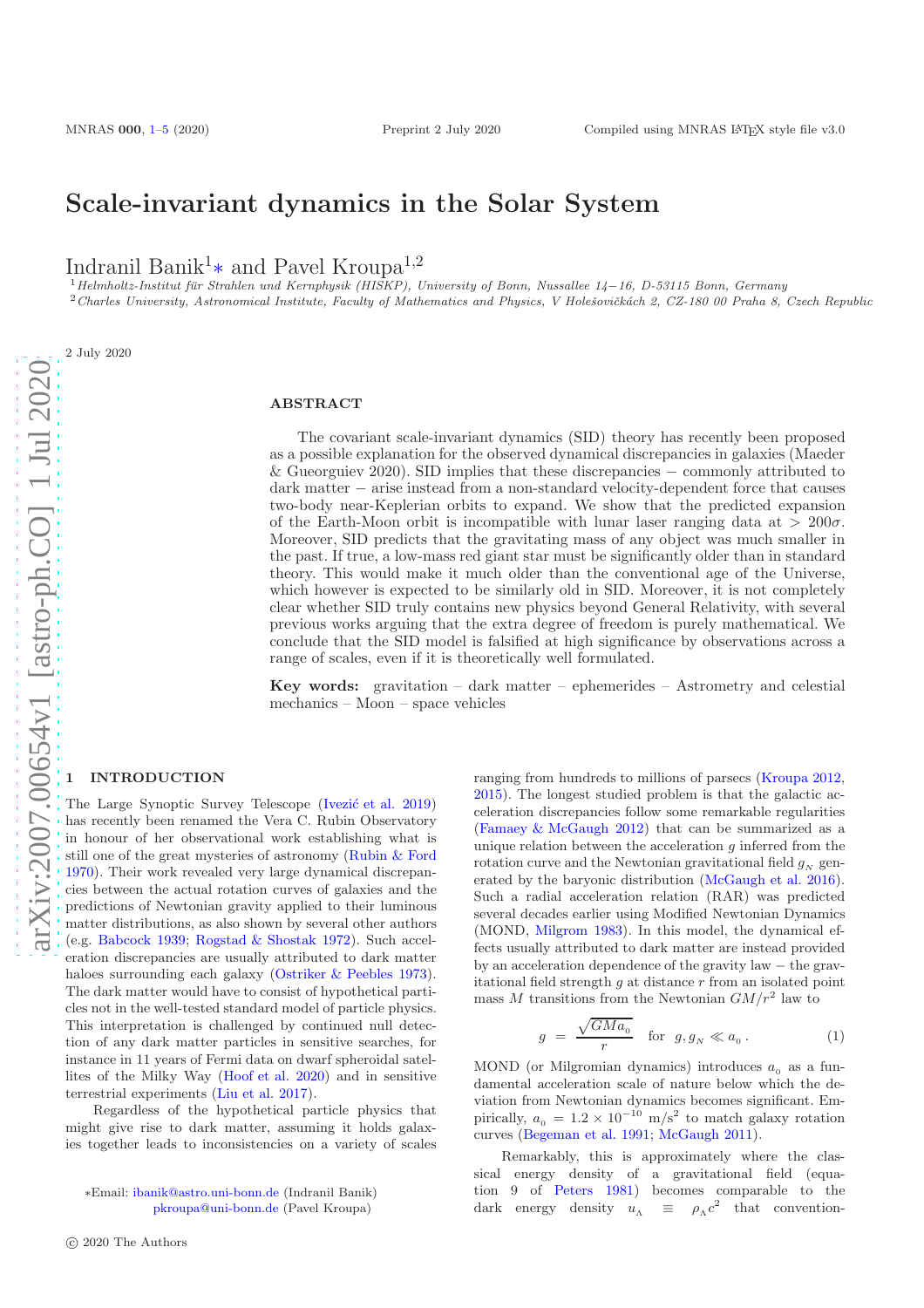# Scale-invariant dynamics in the Solar System

Indranil Banik[1]* and Pavel Kroupa[1,2]

[1] *Helmholtz-Institut für Strahlen und Kernphysik (HISKP), University of Bonn, Nussallee 14−16, D-53115 Bonn, Germany*
[2] *Charles University, Astronomical Institute, Faculty of Mathematics and Physics, V Holešovičkách 2, CZ-180 00 Praha 8, Czech Republic*

2 July 2020

## ABSTRACT

The covariant scale-invariant dynamics (SID) theory has recently been proposed as a possible explanation for the observed dynamical discrepancies in galaxies (Maeder & Gueorguiev 2020). SID implies that these discrepancies − commonly attributed to dark matter − arise instead from a non-standard velocity-dependent force that causes two-body near-Keplerian orbits to expand. We show that the predicted expansion of the Earth-Moon orbit is incompatible with lunar laser ranging data at $> 200\sigma$. Moreover, SID predicts that the gravitating mass of any object was much smaller in the past. If true, a low-mass red giant star must be significantly older than in standard theory. This would make it much older than the conventional age of the Universe, which however is expected to be similarly old in SID. Moreover, it is not completely clear whether SID truly contains new physics beyond General Relativity, with several previous works arguing that the extra degree of freedom is purely mathematical. We conclude that the SID model is falsified at high significance by observations across a range of scales, even if it is theoretically well formulated.

**Key words:** gravitation – dark matter – ephemerides – Astrometry and celestial mechanics – Moon – space vehicles

## 1 INTRODUCTION

The Large Synoptic Survey Telescope (Ivezić et al. 2019) has recently been renamed the Vera C. Rubin Observatory in honour of her observational work establishing what is still one of the great mysteries of astronomy (Rubin & Ford 1970). Their work revealed very large dynamical discrepancies between the actual rotation curves of galaxies and the predictions of Newtonian gravity applied to their luminous matter distributions, as also shown by several other authors (e.g. Babcock 1939; Rogstad & Shostak 1972). Such acceleration discrepancies are usually attributed to dark matter haloes surrounding each galaxy (Ostriker & Peebles 1973). The dark matter would have to consist of hypothetical particles not in the well-tested standard model of particle physics. This interpretation is challenged by continued null detection of any dark matter particles in sensitive searches, for instance in 11 years of Fermi data on dwarf spheroidal satellites of the Milky Way (Hoof et al. 2020) and in sensitive terrestrial experiments (Liu et al. 2017).

Regardless of the hypothetical particle physics that might give rise to dark matter, assuming it holds galaxies together leads to inconsistencies on a variety of scales ranging from hundreds to millions of parsecs (Kroupa 2012, 2015). The longest studied problem is that the galactic acceleration discrepancies follow some remarkable regularities (Famaey & McGaugh 2012) that can be summarized as a unique relation between the acceleration $g$ inferred from the rotation curve and the Newtonian gravitational field $g_{_N}$ generated by the baryonic distribution (McGaugh et al. 2016). Such a radial acceleration relation (RAR) was predicted several decades earlier using Modified Newtonian Dynamics (MOND, Milgrom 1983). In this model, the dynamical effects usually attributed to dark matter are instead provided by an acceleration dependence of the gravity law − the gravitational field strength $g$ at distance $r$ from an isolated point mass $M$ transitions from the Newtonian $GM/r^2$ law to

$$g = \frac{\sqrt{GMa_{_0}}}{r} \quad \text{for} \;\; g, g_{_N} \ll a_{_0} \, . \tag{1}$$

MOND (or Milgromian dynamics) introduces $a_{_0}$ as a fundamental acceleration scale of nature below which the deviation from Newtonian dynamics becomes significant. Empirically, $a_{_0} = 1.2 \times 10^{-10}$ m/s$^2$ to match galaxy rotation curves (Begeman et al. 1991; McGaugh 2011).

Remarkably, this is approximately where the classical energy density of a gravitational field (equation 9 of Peters 1981) becomes comparable to the dark energy density $u_{_\Lambda} \equiv \rho_{_\Lambda} c^2$ that convention-

*Email: ibanik@astro.uni-bonn.de (Indranil Banik)
pkroupa@uni-bonn.de (Pavel Kroupa)

© 2020 The Authors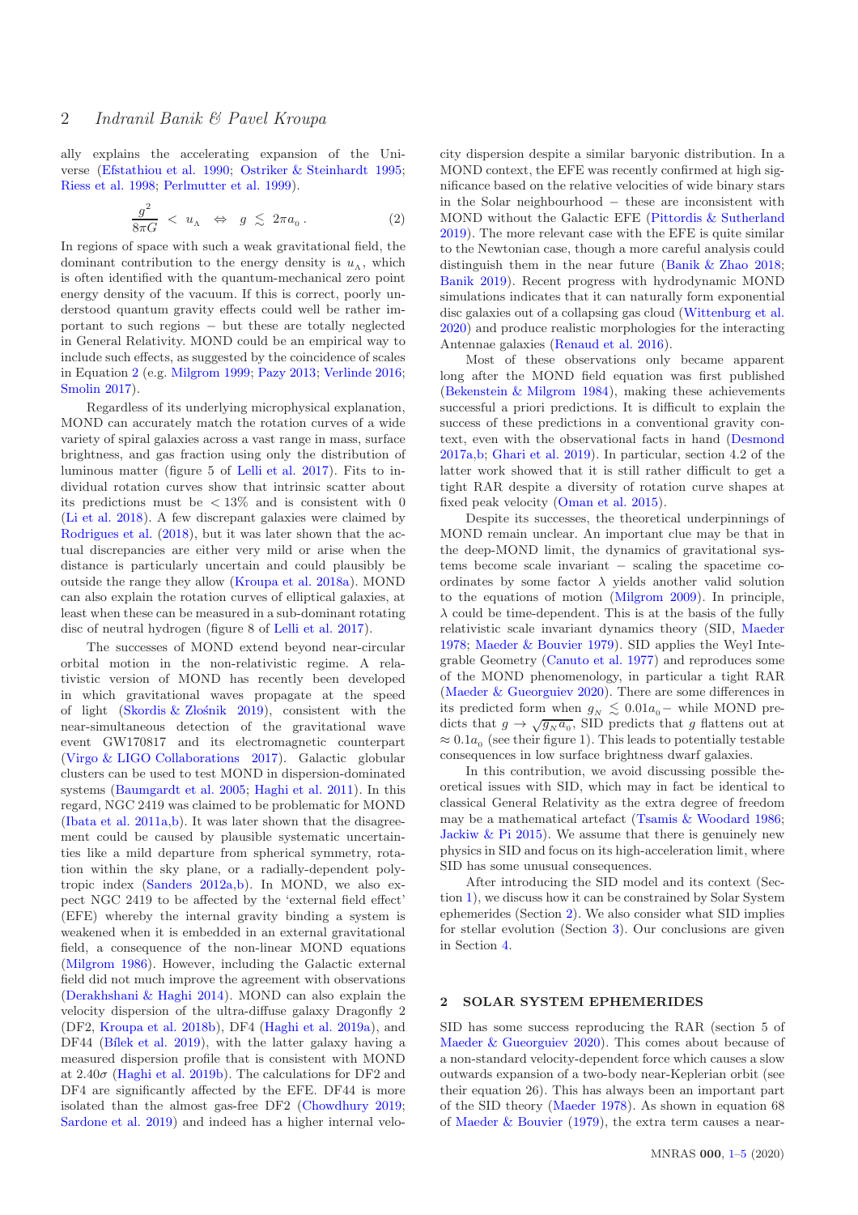ally explains the accelerating expansion of the Universe (Efstathiou et al. 1990; Ostriker & Steinhardt 1995; Riess et al. 1998; Perlmutter et al. 1999).

$$\frac{g^2}{8\pi G} < u_\Lambda \Leftrightarrow g \lesssim 2\pi a_0 \,. \tag{2}$$

In regions of space with such a weak gravitational field, the dominant contribution to the energy density is $u_\Lambda$, which is often identified with the quantum-mechanical zero point energy density of the vacuum. If this is correct, poorly understood quantum gravity effects could well be rather important to such regions − but these are totally neglected in General Relativity. MOND could be an empirical way to include such effects, as suggested by the coincidence of scales in Equation 2 (e.g. Milgrom 1999; Pazy 2013; Verlinde 2016; Smolin 2017).

Regardless of its underlying microphysical explanation, MOND can accurately match the rotation curves of a wide variety of spiral galaxies across a vast range in mass, surface brightness, and gas fraction using only the distribution of luminous matter (figure 5 of Lelli et al. 2017). Fits to individual rotation curves show that intrinsic scatter about its predictions must be $< 13\%$ and is consistent with 0 (Li et al. 2018). A few discrepant galaxies were claimed by Rodrigues et al. (2018), but it was later shown that the actual discrepancies are either very mild or arise when the distance is particularly uncertain and could plausibly be outside the range they allow (Kroupa et al. 2018a). MOND can also explain the rotation curves of elliptical galaxies, at least when these can be measured in a sub-dominant rotating disc of neutral hydrogen (figure 8 of Lelli et al. 2017).

The successes of MOND extend beyond near-circular orbital motion in the non-relativistic regime. A relativistic version of MOND has recently been developed in which gravitational waves propagate at the speed of light (Skordis & Złośnik 2019), consistent with the near-simultaneous detection of the gravitational wave event GW170817 and its electromagnetic counterpart (Virgo & LIGO Collaborations 2017). Galactic globular clusters can be used to test MOND in dispersion-dominated systems (Baumgardt et al. 2005; Haghi et al. 2011). In this regard, NGC 2419 was claimed to be problematic for MOND (Ibata et al. 2011a,b). It was later shown that the disagreement could be caused by plausible systematic uncertainties like a mild departure from spherical symmetry, rotation within the sky plane, or a radially-dependent polytropic index (Sanders 2012a,b). In MOND, we also expect NGC 2419 to be affected by the 'external field effect' (EFE) whereby the internal gravity binding a system is weakened when it is embedded in an external gravitational field, a consequence of the non-linear MOND equations (Milgrom 1986). However, including the Galactic external field did not much improve the agreement with observations (Derakhshani & Haghi 2014). MOND can also explain the velocity dispersion of the ultra-diffuse galaxy Dragonfly 2 (DF2, Kroupa et al. 2018b), DF4 (Haghi et al. 2019a), and DF44 (Bílek et al. 2019), with the latter galaxy having a measured dispersion profile that is consistent with MOND at $2.40\sigma$ (Haghi et al. 2019b). The calculations for DF2 and DF4 are significantly affected by the EFE. DF44 is more isolated than the almost gas-free DF2 (Chowdhury 2019; Sardone et al. 2019) and indeed has a higher internal velocity dispersion despite a similar baryonic distribution. In a MOND context, the EFE was recently confirmed at high significance based on the relative velocities of wide binary stars in the Solar neighbourhood − these are inconsistent with MOND without the Galactic EFE (Pittordis & Sutherland 2019). The more relevant case with the EFE is quite similar to the Newtonian case, though a more careful analysis could distinguish them in the near future (Banik & Zhao 2018; Banik 2019). Recent progress with hydrodynamic MOND simulations indicates that it can naturally form exponential disc galaxies out of a collapsing gas cloud (Wittenburg et al. 2020) and produce realistic morphologies for the interacting Antennae galaxies (Renaud et al. 2016).

Most of these observations only became apparent long after the MOND field equation was first published (Bekenstein & Milgrom 1984), making these achievements successful a priori predictions. It is difficult to explain the success of these predictions in a conventional gravity context, even with the observational facts in hand (Desmond 2017a,b; Ghari et al. 2019). In particular, section 4.2 of the latter work showed that it is still rather difficult to get a tight RAR despite a diversity of rotation curve shapes at fixed peak velocity (Oman et al. 2015).

Despite its successes, the theoretical underpinnings of MOND remain unclear. An important clue may be that in the deep-MOND limit, the dynamics of gravitational systems become scale invariant − scaling the spacetime coordinates by some factor $\lambda$ yields another valid solution to the equations of motion (Milgrom 2009). In principle, $\lambda$ could be time-dependent. This is at the basis of the fully relativistic scale invariant dynamics theory (SID, Maeder 1978; Maeder & Bouvier 1979). SID applies the Weyl Integrable Geometry (Canuto et al. 1977) and reproduces some of the MOND phenomenology, in particular a tight RAR (Maeder & Gueorguiev 2020). There are some differences in its predicted form when $g_{_N} \lesssim 0.01a_0-$ while MOND predicts that $g \to \sqrt{g_{_N} a_0}$, SID predicts that $g$ flattens out at $\approx 0.1a_0$ (see their figure 1). This leads to potentially testable consequences in low surface brightness dwarf galaxies.

In this contribution, we avoid discussing possible theoretical issues with SID, which may in fact be identical to classical General Relativity as the extra degree of freedom may be a mathematical artefact (Tsamis & Woodard 1986; Jackiw & Pi 2015). We assume that there is genuinely new physics in SID and focus on its high-acceleration limit, where SID has some unusual consequences.

After introducing the SID model and its context (Section 1), we discuss how it can be constrained by Solar System ephemerides (Section 2). We also consider what SID implies for stellar evolution (Section 3). Our conclusions are given in Section 4.

## 2 SOLAR SYSTEM EPHEMERIDES

SID has some success reproducing the RAR (section 5 of Maeder & Gueorguiev 2020). This comes about because of a non-standard velocity-dependent force which causes a slow outwards expansion of a two-body near-Keplerian orbit (see their equation 26). This has always been an important part of the SID theory (Maeder 1978). As shown in equation 68 of Maeder & Bouvier (1979), the extra term causes a near-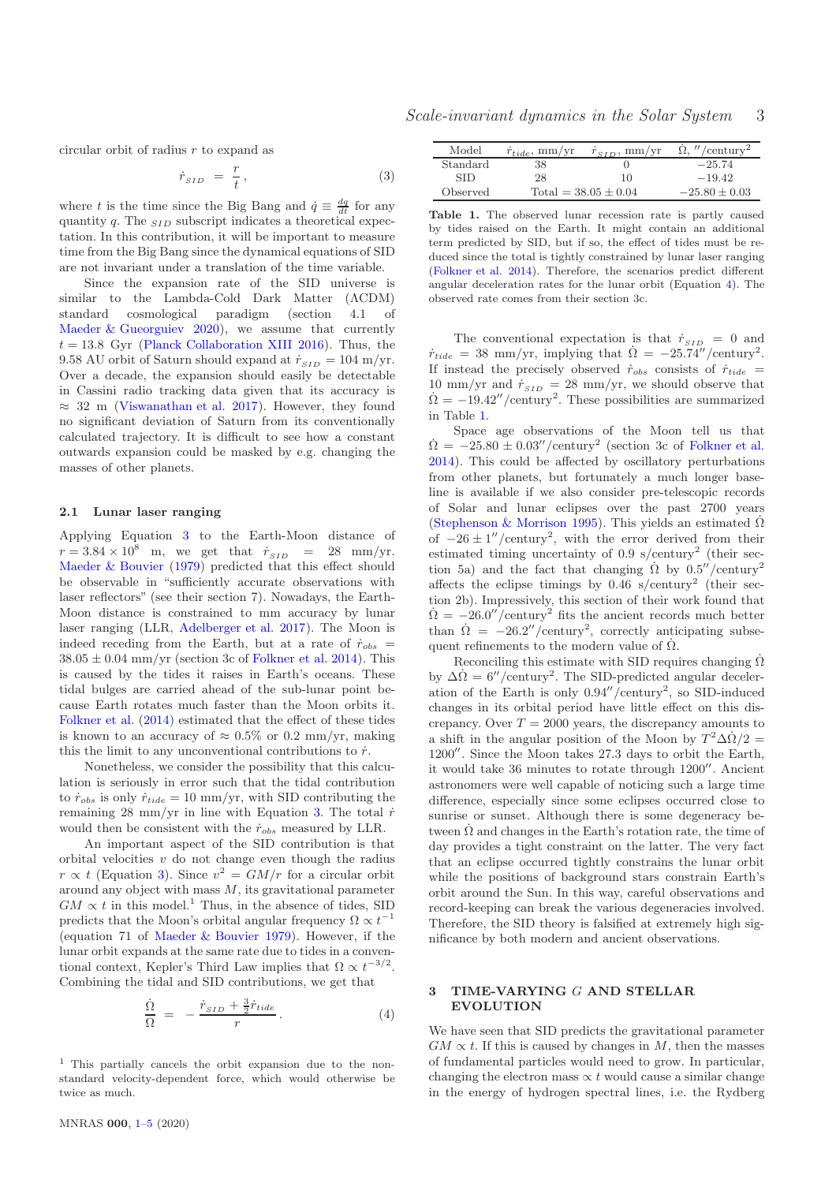circular orbit of radius $r$ to expand as

$$\dot{r}_{SID} = \frac{r}{t}, \tag{3}$$

where $t$ is the time since the Big Bang and $\dot{q} \equiv \frac{dq}{dt}$ for any quantity $q$. The $_{SID}$ subscript indicates a theoretical expectation. In this contribution, it will be important to measure time from the Big Bang since the dynamical equations of SID are not invariant under a translation of the time variable.

Since the expansion rate of the SID universe is similar to the Lambda-Cold Dark Matter ($\Lambda$CDM) standard cosmological paradigm (section 4.1 of Maeder & Gueorguiev 2020), we assume that currently $t = 13.8$ Gyr (Planck Collaboration XIII 2016). Thus, the 9.58 AU orbit of Saturn should expand at $\dot{r}_{SID} = 104$ m/yr. Over a decade, the expansion should easily be detectable in Cassini radio tracking data given that its accuracy is $\approx$ 32 m (Viswanathan et al. 2017). However, they found no significant deviation of Saturn from its conventionally calculated trajectory. It is difficult to see how a constant outwards expansion could be masked by e.g. changing the masses of other planets.

### 2.1 Lunar laser ranging

Applying Equation 3 to the Earth-Moon distance of $r = 3.84 \times 10^8$ m, we get that $\dot{r}_{SID} = 28$ mm/yr. Maeder & Bouvier (1979) predicted that this effect should be observable in "sufficiently accurate observations with laser reflectors" (see their section 7). Nowadays, the Earth-Moon distance is constrained to mm accuracy by lunar laser ranging (LLR, Adelberger et al. 2017). The Moon is indeed receding from the Earth, but at a rate of $\dot{r}_{obs} = 38.05 \pm 0.04$ mm/yr (section 3c of Folkner et al. 2014). This is caused by the tides it raises in Earth's oceans. These tidal bulges are carried ahead of the sub-lunar point because Earth rotates much faster than the Moon orbits it. Folkner et al. (2014) estimated that the effect of these tides is known to an accuracy of $\approx 0.5\%$ or 0.2 mm/yr, making this the limit to any unconventional contributions to $\dot{r}$.

Nonetheless, we consider the possibility that this calculation is seriously in error such that the tidal contribution to $\dot{r}_{obs}$ is only $\dot{r}_{tide} = 10$ mm/yr, with SID contributing the remaining 28 mm/yr in line with Equation 3. The total $\dot{r}$ would then be consistent with the $\dot{r}_{obs}$ measured by LLR.

An important aspect of the SID contribution is that orbital velocities $v$ do not change even though the radius $r \propto t$ (Equation 3). Since $v^2 = GM/r$ for a circular orbit around any object with mass $M$, its gravitational parameter $GM \propto t$ in this model.[1] Thus, in the absence of tides, SID predicts that the Moon's orbital angular frequency $\Omega \propto t^{-1}$ (equation 71 of Maeder & Bouvier 1979). However, if the lunar orbit expands at the same rate due to tides in a conventional context, Kepler's Third Law implies that $\Omega \propto t^{-3/2}$. Combining the tidal and SID contributions, we get that

$$\frac{\dot{\Omega}}{\Omega} = -\frac{\dot{r}_{SID} + \frac{3}{2}\dot{r}_{tide}}{r}. \tag{4}$$

[1] This partially cancels the orbit expansion due to the non-standard velocity-dependent force, which would otherwise be twice as much.

| Model | $\dot{r}_{tide}$, mm/yr | $\dot{r}_{SID}$, mm/yr | $\dot{\Omega}$, $''$/century$^2$ |
|---|---|---|---|
| Standard | 38 | 0 | $-25.74$ |
| SID | 28 | 10 | $-19.42$ |
| Observed | Total = $38.05 \pm 0.04$ | | $-25.80 \pm 0.03$ |

**Table 1.** The observed lunar recession rate is partly caused by tides raised on the Earth. It might contain an additional term predicted by SID, but if so, the effect of tides must be reduced since the total is tightly constrained by lunar laser ranging (Folkner et al. 2014). Therefore, the scenarios predict different angular deceleration rates for the lunar orbit (Equation 4). The observed rate comes from their section 3c.

The conventional expectation is that $\dot{r}_{SID} = 0$ and $\dot{r}_{tide} = 38$ mm/yr, implying that $\dot{\Omega} = -25.74''$/century$^2$. If instead the precisely observed $\dot{r}_{obs}$ consists of $\dot{r}_{tide} = 10$ mm/yr and $\dot{r}_{SID} = 28$ mm/yr, we should observe that $\dot{\Omega} = -19.42''$/century$^2$. These possibilities are summarized in Table 1.

Space age observations of the Moon tell us that $\dot{\Omega} = -25.80 \pm 0.03''$/century$^2$ (section 3c of Folkner et al. 2014). This could be affected by oscillatory perturbations from other planets, but fortunately a much longer baseline is available if we also consider pre-telescopic records of Solar and lunar eclipses over the past 2700 years (Stephenson & Morrison 1995). This yields an estimated $\dot{\Omega}$ of $-26 \pm 1''$/century$^2$, with the error derived from their estimated timing uncertainty of 0.9 s/century$^2$ (their section 5a) and the fact that changing $\dot{\Omega}$ by $0.5''$/century$^2$ affects the eclipse timings by 0.46 s/century$^2$ (their section 2b). Impressively, this section of their work found that $\dot{\Omega} = -26.0''$/century$^2$ fits the ancient records much better than $\dot{\Omega} = -26.2''$/century$^2$, correctly anticipating subsequent refinements to the modern value of $\dot{\Omega}$.

Reconciling this estimate with SID requires changing $\dot{\Omega}$ by $\Delta\dot{\Omega} = 6''$/century$^2$. The SID-predicted angular deceleration of the Earth is only $0.94''$/century$^2$, so SID-induced changes in its orbital period have little effect on this discrepancy. Over $T = 2000$ years, the discrepancy amounts to a shift in the angular position of the Moon by $T^2\Delta\dot{\Omega}/2 = 1200''$. Since the Moon takes 27.3 days to orbit the Earth, it would take 36 minutes to rotate through $1200''$. Ancient astronomers were well capable of noticing such a large time difference, especially since some eclipses occurred close to sunrise or sunset. Although there is some degeneracy between $\dot{\Omega}$ and changes in the Earth's rotation rate, the time of day provides a tight constraint on the latter. The very fact that an eclipse occurred tightly constrains the lunar orbit while the positions of background stars constrain Earth's orbit around the Sun. In this way, careful observations and record-keeping can break the various degeneracies involved. Therefore, the SID theory is falsified at extremely high significance by both modern and ancient observations.

## 3 TIME-VARYING $G$ AND STELLAR EVOLUTION

We have seen that SID predicts the gravitational parameter $GM \propto t$. If this is caused by changes in $M$, then the masses of fundamental particles would need to grow. In particular, changing the electron mass $\propto t$ would cause a similar change in the energy of hydrogen spectral lines, i.e. the Rydberg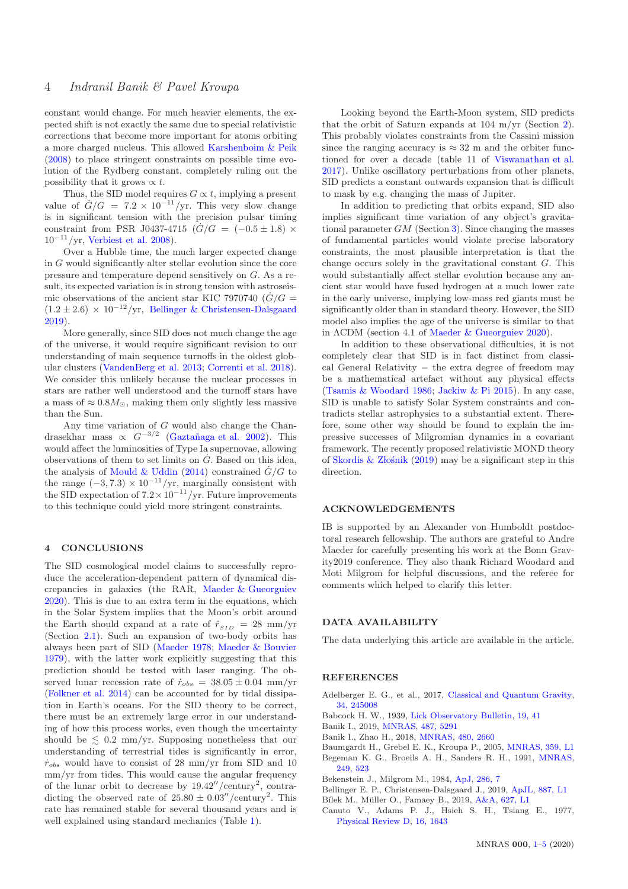constant would change. For much heavier elements, the expected shift is not exactly the same due to special relativistic corrections that become more important for atoms orbiting a more charged nucleus. This allowed Karshenboim & Peik (2008) to place stringent constraints on possible time evolution of the Rydberg constant, completely ruling out the possibility that it grows $\propto t$.

Thus, the SID model requires $G \propto t$, implying a present value of $\dot{G}/G = 7.2 \times 10^{-11}$/yr. This very slow change is in significant tension with the precision pulsar timing constraint from PSR J0437-4715 ($\dot{G}/G = (-0.5 \pm 1.8) \times 10^{-11}$/yr, Verbiest et al. 2008).

Over a Hubble time, the much larger expected change in $G$ would significantly alter stellar evolution since the core pressure and temperature depend sensitively on $G$. As a result, its expected variation is in strong tension with astroseismic observations of the ancient star KIC 7970740 ($\dot{G}/G = (1.2 \pm 2.6) \times 10^{-12}$/yr, Bellinger & Christensen-Dalsgaard 2019).

More generally, since SID does not much change the age of the universe, it would require significant revision to our understanding of main sequence turnoffs in the oldest globular clusters (VandenBerg et al. 2013; Correnti et al. 2018). We consider this unlikely because the nuclear processes in stars are rather well understood and the turnoff stars have a mass of $\approx 0.8 M_\odot$, making them only slightly less massive than the Sun.

Any time variation of $G$ would also change the Chandrasekhar mass $\propto G^{-3/2}$ (Gaztañaga et al. 2002). This would affect the luminosities of Type Ia supernovae, allowing observations of them to set limits on $\dot{G}$. Based on this idea, the analysis of Mould & Uddin (2014) constrained $\dot{G}/G$ to the range $(-3, 7.3) \times 10^{-11}$/yr, marginally consistent with the SID expectation of $7.2 \times 10^{-11}$/yr. Future improvements to this technique could yield more stringent constraints.

## 4 CONCLUSIONS

The SID cosmological model claims to successfully reproduce the acceleration-dependent pattern of dynamical discrepancies in galaxies (the RAR, Maeder & Gueorguiev 2020). This is due to an extra term in the equations, which in the Solar System implies that the Moon's orbit around the Earth should expand at a rate of $\dot{r}_{_{SID}} = 28$ mm/yr (Section 2.1). Such an expansion of two-body orbits has always been part of SID (Maeder 1978; Maeder & Bouvier 1979), with the latter work explicitly suggesting that this prediction should be tested with laser ranging. The observed lunar recession rate of $\dot{r}_{obs} = 38.05 \pm 0.04$ mm/yr (Folkner et al. 2014) can be accounted for by tidal dissipation in Earth's oceans. For the SID theory to be correct, there must be an extremely large error in our understanding of how this process works, even though the uncertainty should be $\lesssim 0.2$ mm/yr. Supposing nonetheless that our understanding of terrestrial tides is significantly in error, $\dot{r}_{obs}$ would have to consist of 28 mm/yr from SID and 10 mm/yr from tides. This would cause the angular frequency of the lunar orbit to decrease by $19.42''$/century$^2$, contradicting the observed rate of $25.80 \pm 0.03''$/century$^2$. This rate has remained stable for several thousand years and is well explained using standard mechanics (Table 1).

Looking beyond the Earth-Moon system, SID predicts that the orbit of Saturn expands at 104 m/yr (Section 2). This probably violates constraints from the Cassini mission since the ranging accuracy is $\approx 32$ m and the orbiter functioned for over a decade (table 11 of Viswanathan et al. 2017). Unlike oscillatory perturbations from other planets, SID predicts a constant outwards expansion that is difficult to mask by e.g. changing the mass of Jupiter.

In addition to predicting that orbits expand, SID also implies significant time variation of any object's gravitational parameter $GM$ (Section 3). Since changing the masses of fundamental particles would violate precise laboratory constraints, the most plausible interpretation is that the change occurs solely in the gravitational constant $G$. This would substantially affect stellar evolution because any ancient star would have fused hydrogen at a much lower rate in the early universe, implying low-mass red giants must be significantly older than in standard theory. However, the SID model also implies the age of the universe is similar to that in ΛCDM (section 4.1 of Maeder & Gueorguiev 2020).

In addition to these observational difficulties, it is not completely clear that SID is in fact distinct from classical General Relativity − the extra degree of freedom may be a mathematical artefact without any physical effects (Tsamis & Woodard 1986; Jackiw & Pi 2015). In any case, SID is unable to satisfy Solar System constraints and contradicts stellar astrophysics to a substantial extent. Therefore, some other way should be found to explain the impressive successes of Milgromian dynamics in a covariant framework. The recently proposed relativistic MOND theory of Skordis & Złośnik (2019) may be a significant step in this direction.

## ACKNOWLEDGEMENTS

IB is supported by an Alexander von Humboldt postdoctoral research fellowship. The authors are grateful to Andre Maeder for carefully presenting his work at the Bonn Gravity2019 conference. They also thank Richard Woodard and Moti Milgrom for helpful discussions, and the referee for comments which helped to clarify this letter.

## DATA AVAILABILITY

The data underlying this article are available in the article.

## REFERENCES

Adelberger E. G., et al., 2017, Classical and Quantum Gravity, 34, 245008

Babcock H. W., 1939, Lick Observatory Bulletin, 19, 41

Banik I., 2019, MNRAS, 487, 5291

Banik I., Zhao H., 2018, MNRAS, 480, 2660

Baumgardt H., Grebel E. K., Kroupa P., 2005, MNRAS, 359, L1

Begeman K. G., Broeils A. H., Sanders R. H., 1991, MNRAS, 249, 523

Bekenstein J., Milgrom M., 1984, ApJ, 286, 7

Bellinger E. P., Christensen-Dalsgaard J., 2019, ApJL, 887, L1

Bílek M., Müller O., Famaey B., 2019, A&A, 627, L1

Canuto V., Adams P. J., Hsieh S. H., Tsiang E., 1977, Physical Review D, 16, 1643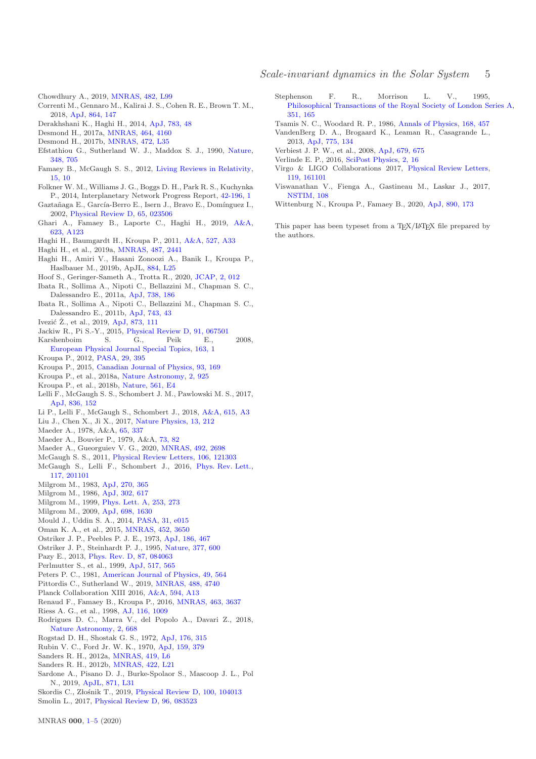Chowdhury A., 2019, MNRAS, 482, L99

Correnti M., Gennaro M., Kalirai J. S., Cohen R. E., Brown T. M., 2018, ApJ, 864, 147

Derakhshani K., Haghi H., 2014, ApJ, 783, 48

Desmond H., 2017a, MNRAS, 464, 4160

Desmond H., 2017b, MNRAS, 472, L35

Efstathiou G., Sutherland W. J., Maddox S. J., 1990, Nature, 348, 705

Famaey B., McGaugh S. S., 2012, Living Reviews in Relativity, 15, 10

Folkner W. M., Williams J. G., Boggs D. H., Park R. S., Kuchynka P., 2014, Interplanetary Network Progress Report, 42-196, 1

Gaztañaga E., García-Berro E., Isern J., Bravo E., Domínguez I., 2002, Physical Review D, 65, 023506

Ghari A., Famaey B., Laporte C., Haghi H., 2019, A&A, 623, A123

Haghi H., Baumgardt H., Kroupa P., 2011, A&A, 527, A33

Haghi H., et al., 2019a, MNRAS, 487, 2441

Haghi H., Amiri V., Hasani Zonoozi A., Banik I., Kroupa P., Haslbauer M., 2019b, ApJL, 884, L25

Hoof S., Geringer-Sameth A., Trotta R., 2020, JCAP, 2, 012

Ibata R., Sollima A., Nipoti C., Bellazzini M., Chapman S. C., Dalessandro E., 2011a, ApJ, 738, 186

Ibata R., Sollima A., Nipoti C., Bellazzini M., Chapman S. C., Dalessandro E., 2011b, ApJ, 743, 43

Ivezić Ž., et al., 2019, ApJ, 873, 111

Jackiw R., Pi S.-Y., 2015, Physical Review D, 91, 067501

Karshenboim S. G., Peik E., 2008, European Physical Journal Special Topics, 163, 1

Kroupa P., 2012, PASA, 29, 395

Kroupa P., 2015, Canadian Journal of Physics, 93, 169

Kroupa P., et al., 2018a, Nature Astronomy, 2, 925

Kroupa P., et al., 2018b, Nature, 561, E4

Lelli F., McGaugh S. S., Schombert J. M., Pawlowski M. S., 2017, ApJ, 836, 152

Li P., Lelli F., McGaugh S., Schombert J., 2018, A&A, 615, A3

Liu J., Chen X., Ji X., 2017, Nature Physics, 13, 212

Maeder A., 1978, A&A, 65, 337

Maeder A., Bouvier P., 1979, A&A, 73, 82

Maeder A., Gueorguiev V. G., 2020, MNRAS, 492, 2698

McGaugh S. S., 2011, Physical Review Letters, 106, 121303

McGaugh S., Lelli F., Schombert J., 2016, Phys. Rev. Lett., 117, 201101

Milgrom M., 1983, ApJ, 270, 365

Milgrom M., 1986, ApJ, 302, 617

Milgrom M., 1999, Phys. Lett. A, 253, 273

Milgrom M., 2009, ApJ, 698, 1630

Mould J., Uddin S. A., 2014, PASA, 31, e015

Oman K. A., et al., 2015, MNRAS, 452, 3650

Ostriker J. P., Peebles P. J. E., 1973, ApJ, 186, 467

Ostriker J. P., Steinhardt P. J., 1995, Nature, 377, 600

Pazy E., 2013, Phys. Rev. D, 87, 084063

Perlmutter S., et al., 1999, ApJ, 517, 565

Peters P. C., 1981, American Journal of Physics, 49, 564

Pittordis C., Sutherland W., 2019, MNRAS, 488, 4740

Planck Collaboration XIII 2016, A&A, 594, A13

Renaud F., Famaey B., Kroupa P., 2016, MNRAS, 463, 3637

Riess A. G., et al., 1998, AJ, 116, 1009

Rodrigues D. C., Marra V., del Popolo A., Davari Z., 2018, Nature Astronomy, 2, 668

Rogstad D. H., Shostak G. S., 1972, ApJ, 176, 315

Rubin V. C., Ford Jr. W. K., 1970, ApJ, 159, 379

Sanders R. H., 2012a, MNRAS, 419, L6

Sanders R. H., 2012b, MNRAS, 422, L21

Sardone A., Pisano D. J., Burke-Spolaor S., Mascoop J. L., Pol N., 2019, ApJL, 871, L31

Skordis C., Złośnik T., 2019, Physical Review D, 100, 104013

Smolin L., 2017, Physical Review D, 96, 083523

Stephenson F. R., Morrison L. V., 1995, Philosophical Transactions of the Royal Society of London Series A, 351, 165

Tsamis N. C., Woodard R. P., 1986, Annals of Physics, 168, 457

VandenBerg D. A., Brogaard K., Leaman R., Casagrande L., 2013, ApJ, 775, 134

Verbiest J. P. W., et al., 2008, ApJ, 679, 675

Verlinde E. P., 2016, SciPost Physics, 2, 16

Virgo & LIGO Collaborations 2017, Physical Review Letters, 119, 161101

Viswanathan V., Fienga A., Gastineau M., Laskar J., 2017, NSTIM, 108

Wittenburg N., Kroupa P., Famaey B., 2020, ApJ, 890, 173

This paper has been typeset from a TEX/LATEX file prepared by the authors.